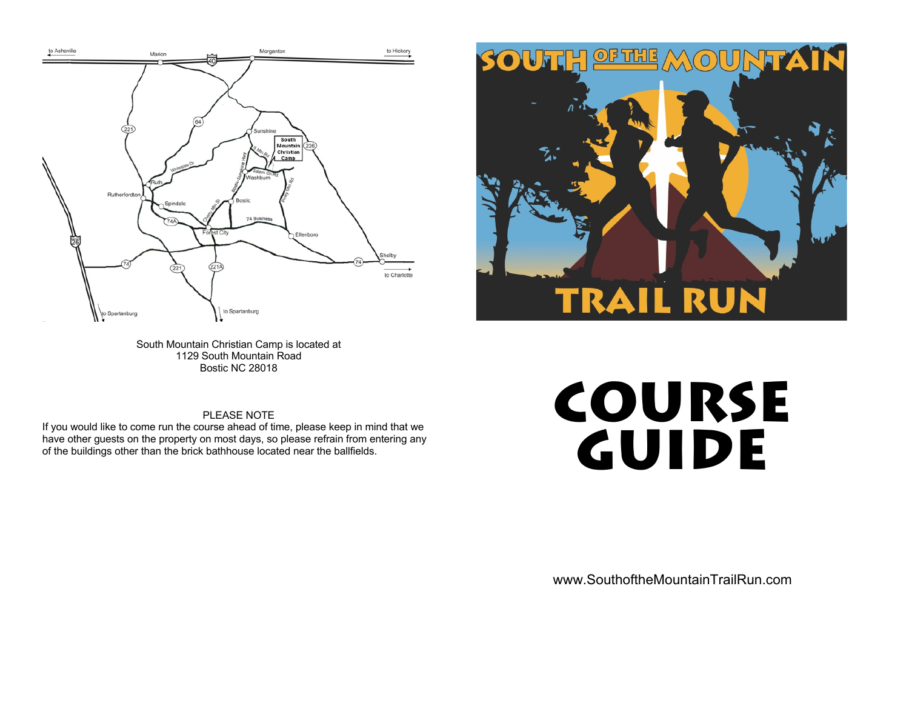South Mountain Christian Camp is located at
1129 South Mountain Road
Bostic NC 28018

PLEASE NOTE

If you would like to come run the course ahead of time, please keep in mind that we have other guests on the property on most days, so please refrain from entering any of the buildings other than the brick bathhouse located near the ballfields.

# SOUTH OF THE MOUNTAIN TRAIL RUN

# COURSE GUIDE

www.SouthoftheMountainTrailRun.com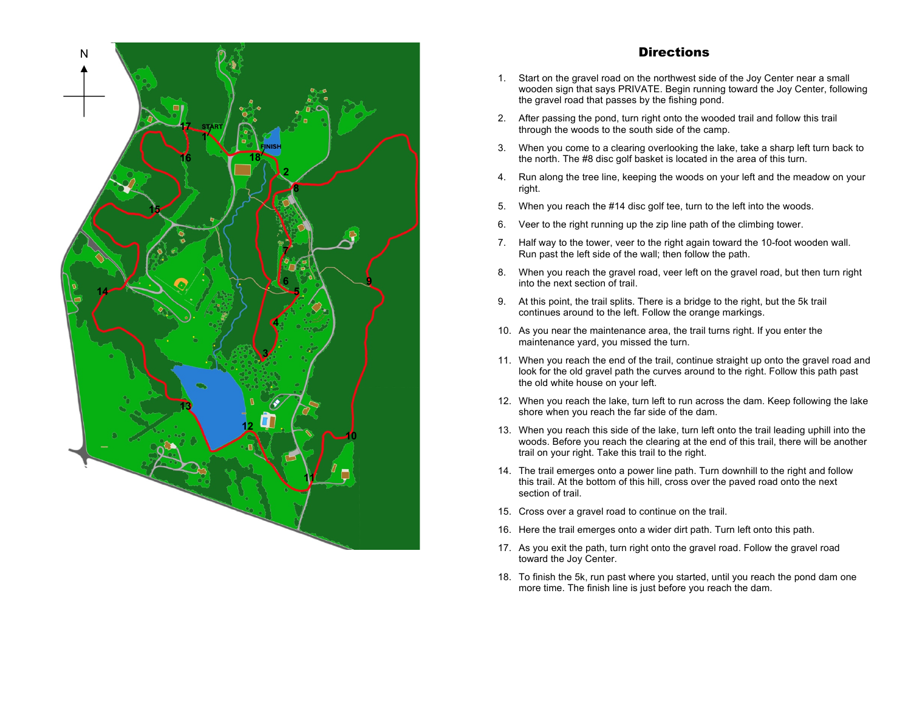N

START

FINISH

1 2 3 4 5 6 7 8 9 10 11 12 13 14 15 16 17 18

# Directions

1. Start on the gravel road on the northwest side of the Joy Center near a small wooden sign that says PRIVATE. Begin running toward the Joy Center, following the gravel road that passes by the fishing pond.
2. After passing the pond, turn right onto the wooded trail and follow this trail through the woods to the south side of the camp.
3. When you come to a clearing overlooking the lake, take a sharp left turn back to the north. The #8 disc golf basket is located in the area of this turn.
4. Run along the tree line, keeping the woods on your left and the meadow on your right.
5. When you reach the #14 disc golf tee, turn to the left into the woods.
6. Veer to the right running up the zip line path of the climbing tower.
7. Half way to the tower, veer to the right again toward the 10-foot wooden wall. Run past the left side of the wall; then follow the path.
8. When you reach the gravel road, veer left on the gravel road, but then turn right into the next section of trail.
9. At this point, the trail splits. There is a bridge to the right, but the 5k trail continues around to the left. Follow the orange markings.
10. As you near the maintenance area, the trail turns right. If you enter the maintenance yard, you missed the turn.
11. When you reach the end of the trail, continue straight up onto the gravel road and look for the old gravel path the curves around to the right. Follow this path past the old white house on your left.
12. When you reach the lake, turn left to run across the dam. Keep following the lake shore when you reach the far side of the dam.
13. When you reach this side of the lake, turn left onto the trail leading uphill into the woods. Before you reach the clearing at the end of this trail, there will be another trail on your right. Take this trail to the right.
14. The trail emerges onto a power line path. Turn downhill to the right and follow this trail. At the bottom of this hill, cross over the paved road onto the next section of trail.
15. Cross over a gravel road to continue on the trail.
16. Here the trail emerges onto a wider dirt path. Turn left onto this path.
17. As you exit the path, turn right onto the gravel road. Follow the gravel road toward the Joy Center.
18. To finish the 5k, run past where you started, until you reach the pond dam one more time. The finish line is just before you reach the dam.